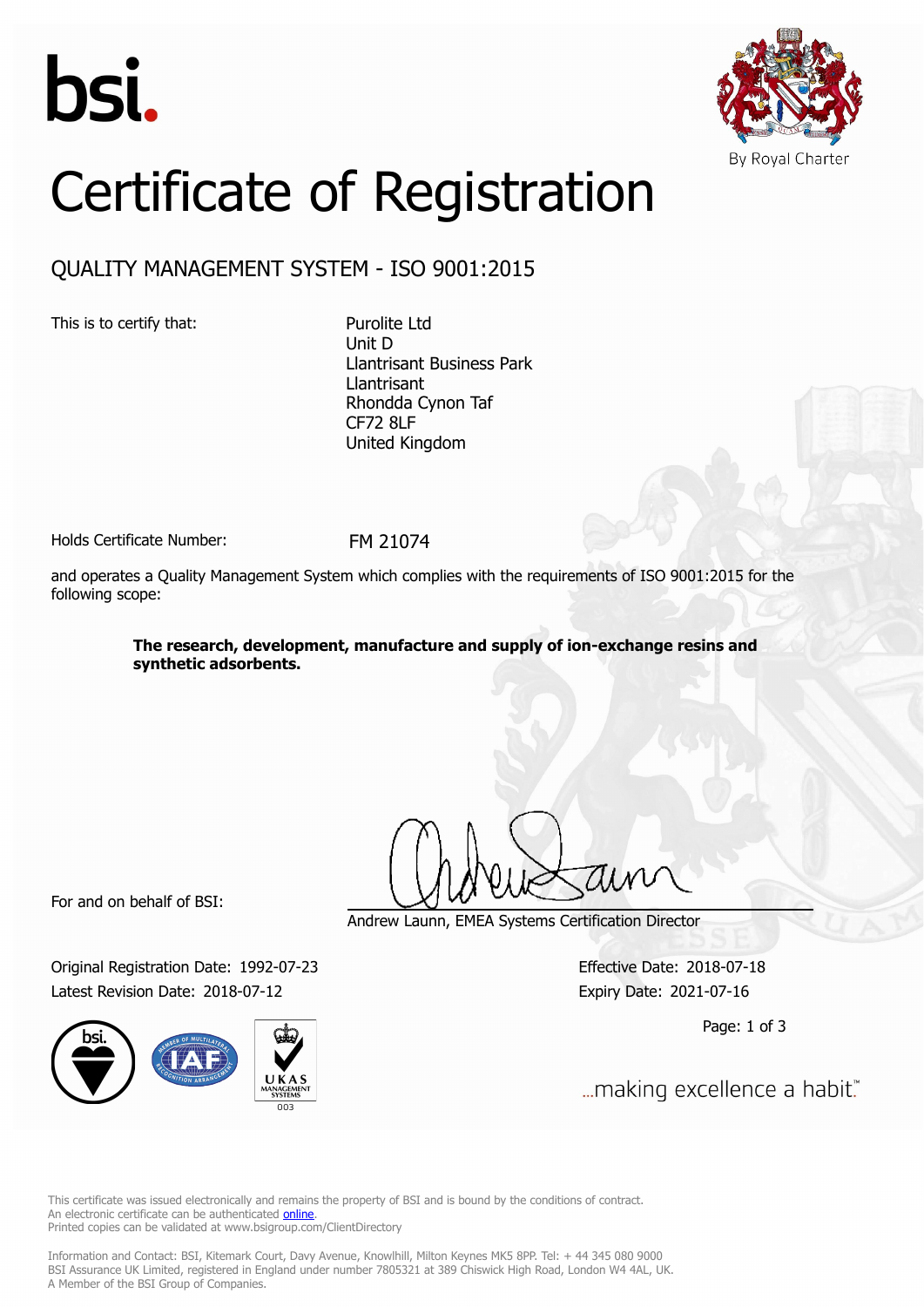bsi.

By Royal Charter

# Certificate of Registration

## QUALITY MANAGEMENT SYSTEM - ISO 9001:2015

This is to certify that:

Purolite Ltd
Unit D
Llantrisant Business Park
Llantrisant
Rhondda Cynon Taf
CF72 8LF
United Kingdom

Holds Certificate Number: FM 21074

and operates a Quality Management System which complies with the requirements of ISO 9001:2015 for the following scope:

**The research, development, manufacture and supply of ion-exchange resins and synthetic adsorbents.**

For and on behalf of BSI:

Andrew Launn, EMEA Systems Certification Director

Original Registration Date: 1992-07-23
Latest Revision Date: 2018-07-12

Effective Date: 2018-07-18
Expiry Date: 2021-07-16

...making excellence a habit.™

This certificate was issued electronically and remains the property of BSI and is bound by the conditions of contract.
An electronic certificate can be authenticated online.
Printed copies can be validated at www.bsigroup.com/ClientDirectory

Information and Contact: BSI, Kitemark Court, Davy Avenue, Knowlhill, Milton Keynes MK5 8PP. Tel: + 44 345 080 9000
BSI Assurance UK Limited, registered in England under number 7805321 at 389 Chiswick High Road, London W4 4AL, UK.
A Member of the BSI Group of Companies.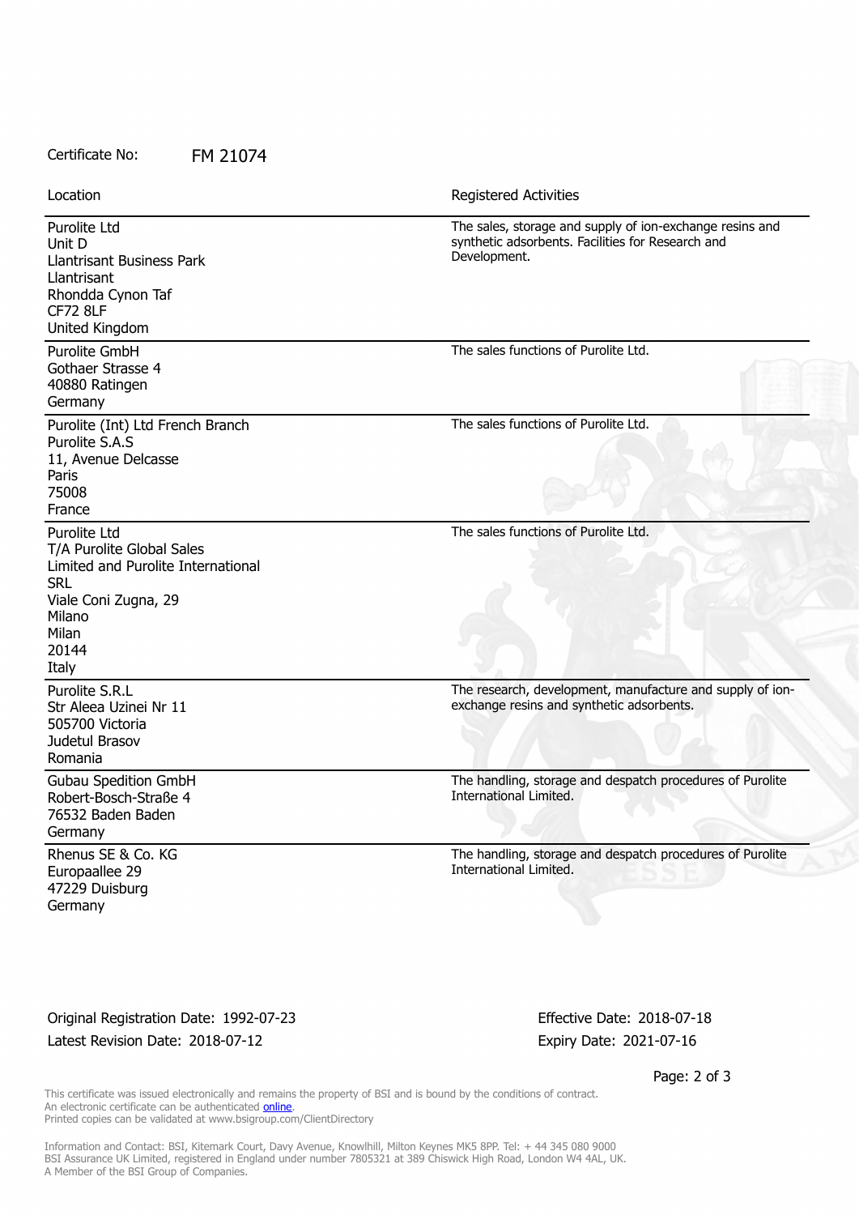Certificate No: FM 21074

| Location | Registered Activities |
|---|---|
| Purolite Ltd<br>Unit D<br>Llantrisant Business Park<br>Llantrisant<br>Rhondda Cynon Taf<br>CF72 8LF<br>United Kingdom | The sales, storage and supply of ion-exchange resins and synthetic adsorbents. Facilities for Research and Development. |
| Purolite GmbH<br>Gothaer Strasse 4<br>40880 Ratingen<br>Germany | The sales functions of Purolite Ltd. |
| Purolite (Int) Ltd French Branch<br>Purolite S.A.S<br>11, Avenue Delcasse<br>Paris<br>75008<br>France | The sales functions of Purolite Ltd. |
| Purolite Ltd<br>T/A Purolite Global Sales Limited and Purolite International SRL<br>Viale Coni Zugna, 29<br>Milano<br>Milan<br>20144<br>Italy | The sales functions of Purolite Ltd. |
| Purolite S.R.L<br>Str Aleea Uzinei Nr 11<br>505700 Victoria<br>Judetul Brasov<br>Romania | The research, development, manufacture and supply of ion-exchange resins and synthetic adsorbents. |
| Gubau Spedition GmbH<br>Robert-Bosch-Straße 4<br>76532 Baden Baden<br>Germany | The handling, storage and despatch procedures of Purolite International Limited. |
| Rhenus SE & Co. KG<br>Europaallee 29<br>47229 Duisburg<br>Germany | The handling, storage and despatch procedures of Purolite International Limited. |

Original Registration Date: 1992-07-23

Latest Revision Date: 2018-07-12

Effective Date: 2018-07-18

Expiry Date: 2021-07-16

This certificate was issued electronically and remains the property of BSI and is bound by the conditions of contract.
An electronic certificate can be authenticated online.
Printed copies can be validated at www.bsigroup.com/ClientDirectory

Information and Contact: BSI, Kitemark Court, Davy Avenue, Knowlhill, Milton Keynes MK5 8PP. Tel: + 44 345 080 9000
BSI Assurance UK Limited, registered in England under number 7805321 at 389 Chiswick High Road, London W4 4AL, UK.
A Member of the BSI Group of Companies.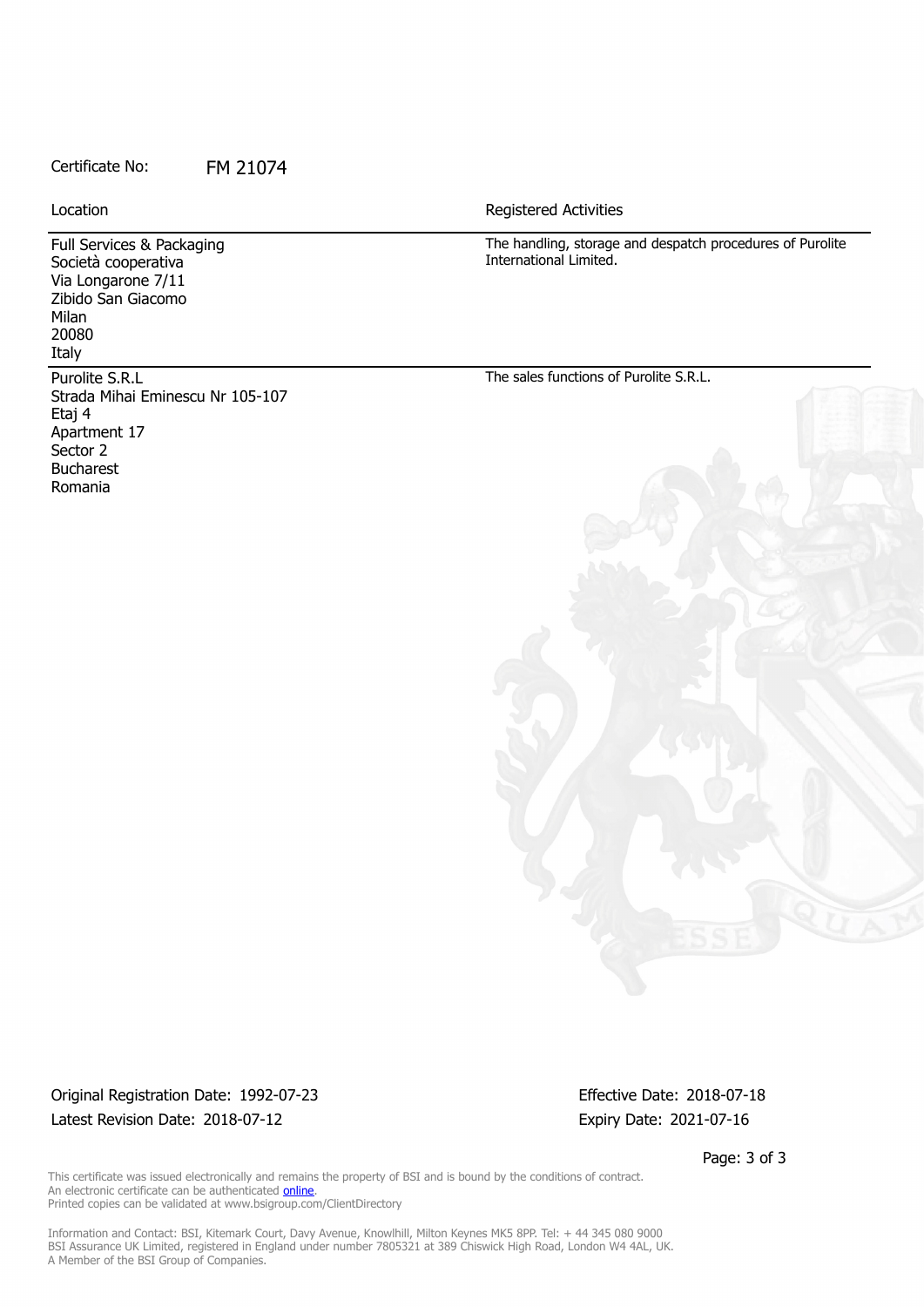Certificate No: FM 21074

| Location | Registered Activities |
| --- | --- |
| Full Services & Packaging<br>Società cooperativa<br>Via Longarone 7/11<br>Zibido San Giacomo<br>Milan<br>20080<br>Italy | The handling, storage and despatch procedures of Purolite International Limited. |
| Purolite S.R.L<br>Strada Mihai Eminescu Nr 105-107<br>Etaj 4<br>Apartment 17<br>Sector 2<br>Bucharest<br>Romania | The sales functions of Purolite S.R.L. |

Original Registration Date: 1992-07-23

Latest Revision Date: 2018-07-12

Effective Date: 2018-07-18

Expiry Date: 2021-07-16

This certificate was issued electronically and remains the property of BSI and is bound by the conditions of contract.
An electronic certificate can be authenticated online.
Printed copies can be validated at www.bsigroup.com/ClientDirectory

Information and Contact: BSI, Kitemark Court, Davy Avenue, Knowlhill, Milton Keynes MK5 8PP. Tel: + 44 345 080 9000
BSI Assurance UK Limited, registered in England under number 7805321 at 389 Chiswick High Road, London W4 4AL, UK.
A Member of the BSI Group of Companies.